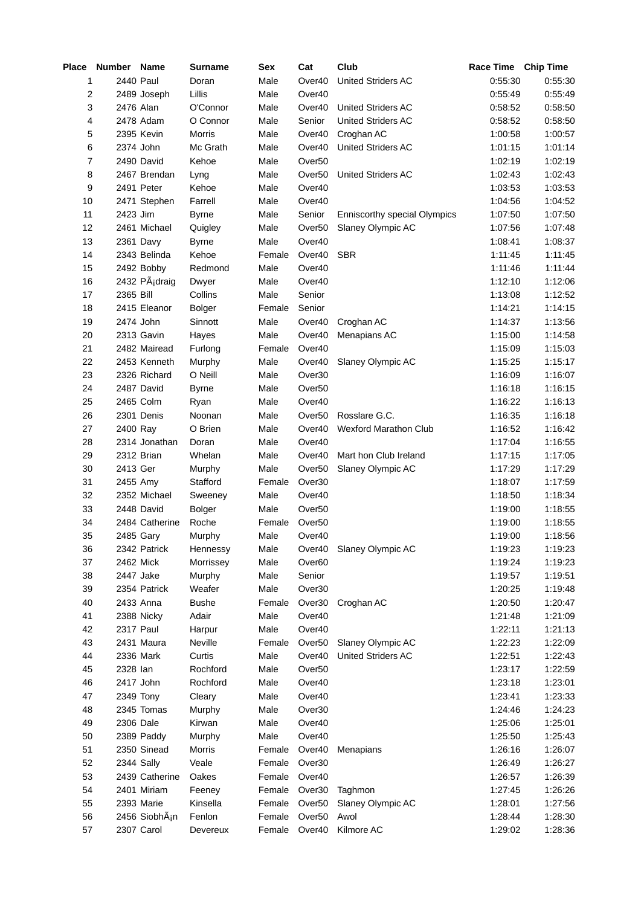| Place | Number | Name | Surname | Sex | Cat | Club | Race Time | Chip Time |
|---|---|---|---|---|---|---|---|---|
| 1 | 2440 | Paul | Doran | Male | Over40 | United Striders AC | 0:55:30 | 0:55:30 |
| 2 | 2489 | Joseph | Lillis | Male | Over40 | | 0:55:49 | 0:55:49 |
| 3 | 2476 | Alan | O'Connor | Male | Over40 | United Striders AC | 0:58:52 | 0:58:50 |
| 4 | 2478 | Adam | O Connor | Male | Senior | United Striders AC | 0:58:52 | 0:58:50 |
| 5 | 2395 | Kevin | Morris | Male | Over40 | Croghan AC | 1:00:58 | 1:00:57 |
| 6 | 2374 | John | Mc Grath | Male | Over40 | United Striders AC | 1:01:15 | 1:01:14 |
| 7 | 2490 | David | Kehoe | Male | Over50 | | 1:02:19 | 1:02:19 |
| 8 | 2467 | Brendan | Lyng | Male | Over50 | United Striders AC | 1:02:43 | 1:02:43 |
| 9 | 2491 | Peter | Kehoe | Male | Over40 | | 1:03:53 | 1:03:53 |
| 10 | 2471 | Stephen | Farrell | Male | Over40 | | 1:04:56 | 1:04:52 |
| 11 | 2423 | Jim | Byrne | Male | Senior | Enniscorthy special Olympics | 1:07:50 | 1:07:50 |
| 12 | 2461 | Michael | Quigley | Male | Over50 | Slaney Olympic AC | 1:07:56 | 1:07:48 |
| 13 | 2361 | Davy | Byrne | Male | Over40 | | 1:08:41 | 1:08:37 |
| 14 | 2343 | Belinda | Kehoe | Female | Over40 | SBR | 1:11:45 | 1:11:45 |
| 15 | 2492 | Bobby | Redmond | Male | Over40 | | 1:11:46 | 1:11:44 |
| 16 | 2432 | PÃ¡draig | Dwyer | Male | Over40 | | 1:12:10 | 1:12:06 |
| 17 | 2365 | Bill | Collins | Male | Senior | | 1:13:08 | 1:12:52 |
| 18 | 2415 | Eleanor | Bolger | Female | Senior | | 1:14:21 | 1:14:15 |
| 19 | 2474 | John | Sinnott | Male | Over40 | Croghan AC | 1:14:37 | 1:13:56 |
| 20 | 2313 | Gavin | Hayes | Male | Over40 | Menapians AC | 1:15:00 | 1:14:58 |
| 21 | 2482 | Mairead | Furlong | Female | Over40 | | 1:15:09 | 1:15:03 |
| 22 | 2453 | Kenneth | Murphy | Male | Over40 | Slaney Olympic AC | 1:15:25 | 1:15:17 |
| 23 | 2326 | Richard | O Neill | Male | Over30 | | 1:16:09 | 1:16:07 |
| 24 | 2487 | David | Byrne | Male | Over50 | | 1:16:18 | 1:16:15 |
| 25 | 2465 | Colm | Ryan | Male | Over40 | | 1:16:22 | 1:16:13 |
| 26 | 2301 | Denis | Noonan | Male | Over50 | Rosslare G.C. | 1:16:35 | 1:16:18 |
| 27 | 2400 | Ray | O Brien | Male | Over40 | Wexford Marathon Club | 1:16:52 | 1:16:42 |
| 28 | 2314 | Jonathan | Doran | Male | Over40 | | 1:17:04 | 1:16:55 |
| 29 | 2312 | Brian | Whelan | Male | Over40 | Mart hon Club Ireland | 1:17:15 | 1:17:05 |
| 30 | 2413 | Ger | Murphy | Male | Over50 | Slaney Olympic AC | 1:17:29 | 1:17:29 |
| 31 | 2455 | Amy | Stafford | Female | Over30 | | 1:18:07 | 1:17:59 |
| 32 | 2352 | Michael | Sweeney | Male | Over40 | | 1:18:50 | 1:18:34 |
| 33 | 2448 | David | Bolger | Male | Over50 | | 1:19:00 | 1:18:55 |
| 34 | 2484 | Catherine | Roche | Female | Over50 | | 1:19:00 | 1:18:55 |
| 35 | 2485 | Gary | Murphy | Male | Over40 | | 1:19:00 | 1:18:56 |
| 36 | 2342 | Patrick | Hennessy | Male | Over40 | Slaney Olympic AC | 1:19:23 | 1:19:23 |
| 37 | 2462 | Mick | Morrissey | Male | Over60 | | 1:19:24 | 1:19:23 |
| 38 | 2447 | Jake | Murphy | Male | Senior | | 1:19:57 | 1:19:51 |
| 39 | 2354 | Patrick | Weafer | Male | Over30 | | 1:20:25 | 1:19:48 |
| 40 | 2433 | Anna | Bushe | Female | Over30 | Croghan AC | 1:20:50 | 1:20:47 |
| 41 | 2388 | Nicky | Adair | Male | Over40 | | 1:21:48 | 1:21:09 |
| 42 | 2317 | Paul | Harpur | Male | Over40 | | 1:22:11 | 1:21:13 |
| 43 | 2431 | Maura | Neville | Female | Over50 | Slaney Olympic AC | 1:22:23 | 1:22:09 |
| 44 | 2336 | Mark | Curtis | Male | Over40 | United Striders AC | 1:22:51 | 1:22:43 |
| 45 | 2328 | Ian | Rochford | Male | Over50 | | 1:23:17 | 1:22:59 |
| 46 | 2417 | John | Rochford | Male | Over40 | | 1:23:18 | 1:23:01 |
| 47 | 2349 | Tony | Cleary | Male | Over40 | | 1:23:41 | 1:23:33 |
| 48 | 2345 | Tomas | Murphy | Male | Over30 | | 1:24:46 | 1:24:23 |
| 49 | 2306 | Dale | Kirwan | Male | Over40 | | 1:25:06 | 1:25:01 |
| 50 | 2389 | Paddy | Murphy | Male | Over40 | | 1:25:50 | 1:25:43 |
| 51 | 2350 | Sinead | Morris | Female | Over40 | Menapians | 1:26:16 | 1:26:07 |
| 52 | 2344 | Sally | Veale | Female | Over30 | | 1:26:49 | 1:26:27 |
| 53 | 2439 | Catherine | Oakes | Female | Over40 | | 1:26:57 | 1:26:39 |
| 54 | 2401 | Miriam | Feeney | Female | Over30 | Taghmon | 1:27:45 | 1:26:26 |
| 55 | 2393 | Marie | Kinsella | Female | Over50 | Slaney Olympic AC | 1:28:01 | 1:27:56 |
| 56 | 2456 | SiobhÃ¡n | Fenlon | Female | Over50 | Awol | 1:28:44 | 1:28:30 |
| 57 | 2307 | Carol | Devereux | Female | Over40 | Kilmore AC | 1:29:02 | 1:28:36 |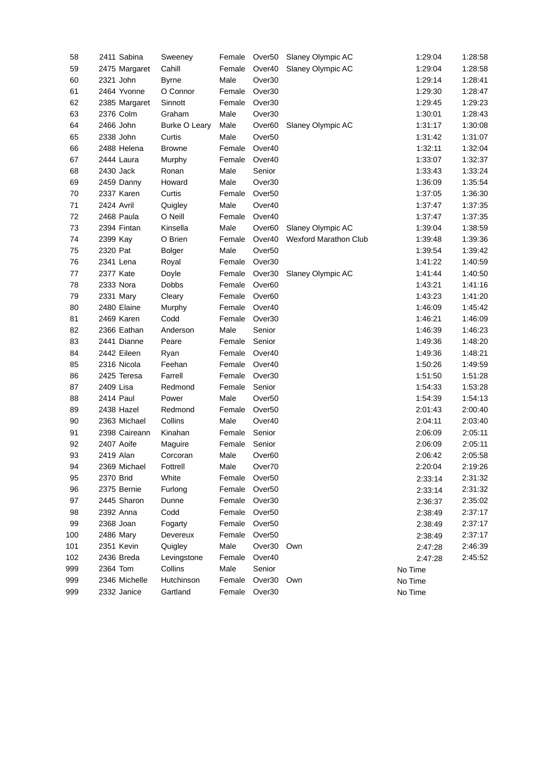| | | | | | | | | |
|---|---|---|---|---|---|---|---|---|
| 58 | 2411 | Sabina | Sweeney | Female | Over50 | Slaney Olympic AC | 1:29:04 | 1:28:58 |
| 59 | 2475 | Margaret | Cahill | Female | Over40 | Slaney Olympic AC | 1:29:04 | 1:28:58 |
| 60 | 2321 | John | Byrne | Male | Over30 | | 1:29:14 | 1:28:41 |
| 61 | 2464 | Yvonne | O Connor | Female | Over30 | | 1:29:30 | 1:28:47 |
| 62 | 2385 | Margaret | Sinnott | Female | Over30 | | 1:29:45 | 1:29:23 |
| 63 | 2376 | Colm | Graham | Male | Over30 | | 1:30:01 | 1:28:43 |
| 64 | 2466 | John | Burke O Leary | Male | Over60 | Slaney Olympic AC | 1:31:17 | 1:30:08 |
| 65 | 2338 | John | Curtis | Male | Over50 | | 1:31:42 | 1:31:07 |
| 66 | 2488 | Helena | Browne | Female | Over40 | | 1:32:11 | 1:32:04 |
| 67 | 2444 | Laura | Murphy | Female | Over40 | | 1:33:07 | 1:32:37 |
| 68 | 2430 | Jack | Ronan | Male | Senior | | 1:33:43 | 1:33:24 |
| 69 | 2459 | Danny | Howard | Male | Over30 | | 1:36:09 | 1:35:54 |
| 70 | 2337 | Karen | Curtis | Female | Over50 | | 1:37:05 | 1:36:30 |
| 71 | 2424 | Avril | Quigley | Male | Over40 | | 1:37:47 | 1:37:35 |
| 72 | 2468 | Paula | O Neill | Female | Over40 | | 1:37:47 | 1:37:35 |
| 73 | 2394 | Fintan | Kinsella | Male | Over60 | Slaney Olympic AC | 1:39:04 | 1:38:59 |
| 74 | 2399 | Kay | O Brien | Female | Over40 | Wexford Marathon Club | 1:39:48 | 1:39:36 |
| 75 | 2320 | Pat | Bolger | Male | Over50 | | 1:39:54 | 1:39:42 |
| 76 | 2341 | Lena | Royal | Female | Over30 | | 1:41:22 | 1:40:59 |
| 77 | 2377 | Kate | Doyle | Female | Over30 | Slaney Olympic AC | 1:41:44 | 1:40:50 |
| 78 | 2333 | Nora | Dobbs | Female | Over60 | | 1:43:21 | 1:41:16 |
| 79 | 2331 | Mary | Cleary | Female | Over60 | | 1:43:23 | 1:41:20 |
| 80 | 2480 | Elaine | Murphy | Female | Over40 | | 1:46:09 | 1:45:42 |
| 81 | 2469 | Karen | Codd | Female | Over30 | | 1:46:21 | 1:46:09 |
| 82 | 2366 | Eathan | Anderson | Male | Senior | | 1:46:39 | 1:46:23 |
| 83 | 2441 | Dianne | Peare | Female | Senior | | 1:49:36 | 1:48:20 |
| 84 | 2442 | Eileen | Ryan | Female | Over40 | | 1:49:36 | 1:48:21 |
| 85 | 2316 | Nicola | Feehan | Female | Over40 | | 1:50:26 | 1:49:59 |
| 86 | 2425 | Teresa | Farrell | Female | Over30 | | 1:51:50 | 1:51:28 |
| 87 | 2409 | Lisa | Redmond | Female | Senior | | 1:54:33 | 1:53:28 |
| 88 | 2414 | Paul | Power | Male | Over50 | | 1:54:39 | 1:54:13 |
| 89 | 2438 | Hazel | Redmond | Female | Over50 | | 2:01:43 | 2:00:40 |
| 90 | 2363 | Michael | Collins | Male | Over40 | | 2:04:11 | 2:03:40 |
| 91 | 2398 | Caireann | Kinahan | Female | Senior | | 2:06:09 | 2:05:11 |
| 92 | 2407 | Aoife | Maguire | Female | Senior | | 2:06:09 | 2:05:11 |
| 93 | 2419 | Alan | Corcoran | Male | Over60 | | 2:06:42 | 2:05:58 |
| 94 | 2369 | Michael | Fottrell | Male | Over70 | | 2:20:04 | 2:19:26 |
| 95 | 2370 | Brid | White | Female | Over50 | | 2:33:14 | 2:31:32 |
| 96 | 2375 | Bernie | Furlong | Female | Over50 | | 2:33:14 | 2:31:32 |
| 97 | 2445 | Sharon | Dunne | Female | Over30 | | 2:36:37 | 2:35:02 |
| 98 | 2392 | Anna | Codd | Female | Over50 | | 2:38:49 | 2:37:17 |
| 99 | 2368 | Joan | Fogarty | Female | Over50 | | 2:38:49 | 2:37:17 |
| 100 | 2486 | Mary | Devereux | Female | Over50 | | 2:38:49 | 2:37:17 |
| 101 | 2351 | Kevin | Quigley | Male | Over30 | Own | 2:47:28 | 2:46:39 |
| 102 | 2436 | Breda | Levingstone | Female | Over40 | | 2:47:28 | 2:45:52 |
| 999 | 2364 | Tom | Collins | Male | Senior | | No Time | |
| 999 | 2346 | Michelle | Hutchinson | Female | Over30 | Own | No Time | |
| 999 | 2332 | Janice | Gartland | Female | Over30 | | No Time | |